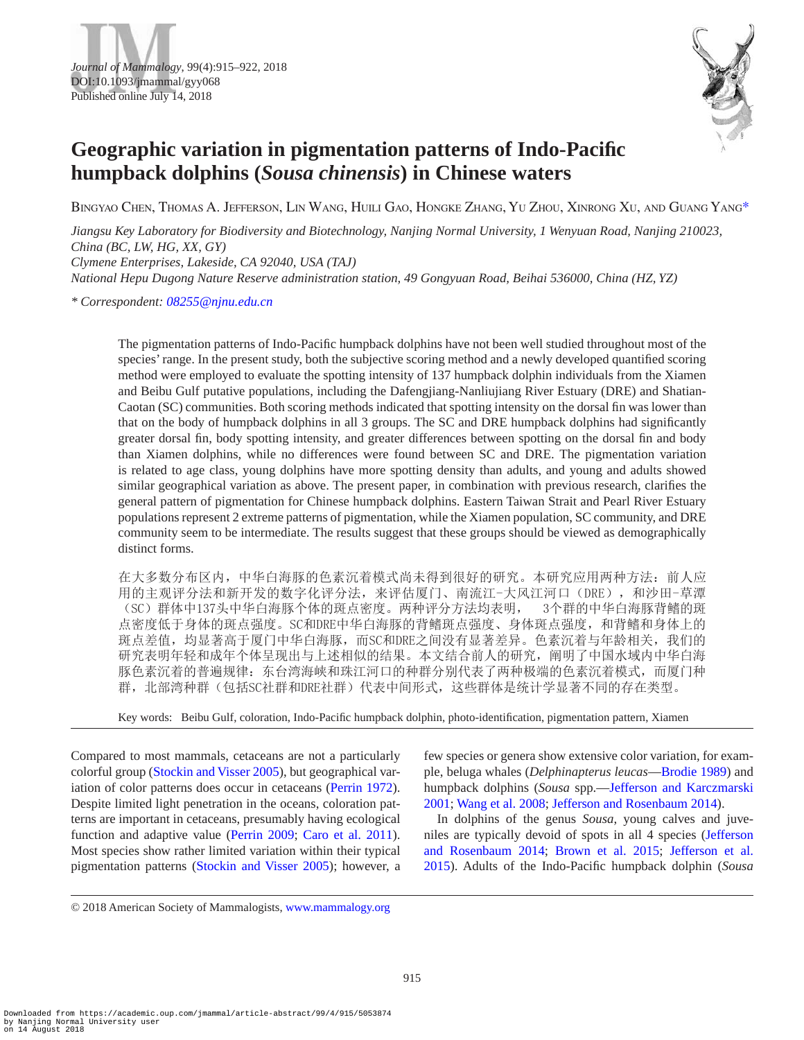# Geographic variation in pigmentation patterns of Indo-Pacific humpback dolphins (*Sousa chinensis*) in Chinese waters

Bingyao Chen, Thomas A. Jefferson, Lin Wang, Huili Gao, Hongke Zhang, Yu Zhou, Xinrong Xu, and Guang Yang*

*Jiangsu Key Laboratory for Biodiversity and Biotechnology, Nanjing Normal University, 1 Wenyuan Road, Nanjing 210023, China (BC, LW, HG, XX, GY)*
*Clymene Enterprises, Lakeside, CA 92040, USA (TAJ)*
*National Hepu Dugong Nature Reserve administration station, 49 Gongyuan Road, Beihai 536000, China (HZ, YZ)*

*\* Correspondent: 08255@njnu.edu.cn*

The pigmentation patterns of Indo-Pacific humpback dolphins have not been well studied throughout most of the species' range. In the present study, both the subjective scoring method and a newly developed quantified scoring method were employed to evaluate the spotting intensity of 137 humpback dolphin individuals from the Xiamen and Beibu Gulf putative populations, including the Dafengjiang-Nanliujiang River Estuary (DRE) and Shatian-Caotan (SC) communities. Both scoring methods indicated that spotting intensity on the dorsal fin was lower than that on the body of humpback dolphins in all 3 groups. The SC and DRE humpback dolphins had significantly greater dorsal fin, body spotting intensity, and greater differences between spotting on the dorsal fin and body than Xiamen dolphins, while no differences were found between SC and DRE. The pigmentation variation is related to age class, young dolphins have more spotting density than adults, and young and adults showed similar geographical variation as above. The present paper, in combination with previous research, clarifies the general pattern of pigmentation for Chinese humpback dolphins. Eastern Taiwan Strait and Pearl River Estuary populations represent 2 extreme patterns of pigmentation, while the Xiamen population, SC community, and DRE community seem to be intermediate. The results suggest that these groups should be viewed as demographically distinct forms.

在大多数分布区内，中华白海豚的色素沉着模式尚未得到很好的研究。本研究应用两种方法：前人应用的主观评分法和新开发的数字化评分法，来评估厦门、南流江-大风江河口（DRE），和沙田-草潭（SC）群体中137头中华白海豚个体的斑点密度。两种评分方法均表明， 3个群的中华白海豚背鳍的斑点密度低于身体的斑点强度。SC和DRE中华白海豚的背鳍斑点强度、身体斑点强度，和背鳍和身体上的斑点差值，均显著高于厦门中华白海豚，而SC和DRE之间没有显著差异。色素沉着与年龄相关，我们的研究表明年轻和成年个体呈现出与上述相似的结果。本文结合前人的研究，阐明了中国水域内中华白海豚色素沉着的普遍规律：东台湾海峡和珠江河口的种群分别代表了两种极端的色素沉着模式，而厦门种群，北部湾种群（包括SC社群和DRE社群）代表中间形式，这些群体是统计学显著不同的存在类型。

Key words: Beibu Gulf, coloration, Indo-Pacific humpback dolphin, photo-identification, pigmentation pattern, Xiamen

Compared to most mammals, cetaceans are not a particularly colorful group (Stockin and Visser 2005), but geographical variation of color patterns does occur in cetaceans (Perrin 1972). Despite limited light penetration in the oceans, coloration patterns are important in cetaceans, presumably having ecological function and adaptive value (Perrin 2009; Caro et al. 2011). Most species show rather limited variation within their typical pigmentation patterns (Stockin and Visser 2005); however, a few species or genera show extensive color variation, for example, beluga whales (*Delphinapterus leucas*—Brodie 1989) and humpback dolphins (*Sousa* spp.—Jefferson and Karczmarski 2001; Wang et al. 2008; Jefferson and Rosenbaum 2014).

In dolphins of the genus *Sousa*, young calves and juveniles are typically devoid of spots in all 4 species (Jefferson and Rosenbaum 2014; Brown et al. 2015; Jefferson et al. 2015). Adults of the Indo-Pacific humpback dolphin (*Sousa*

© 2018 American Society of Mammalogists, www.mammalogy.org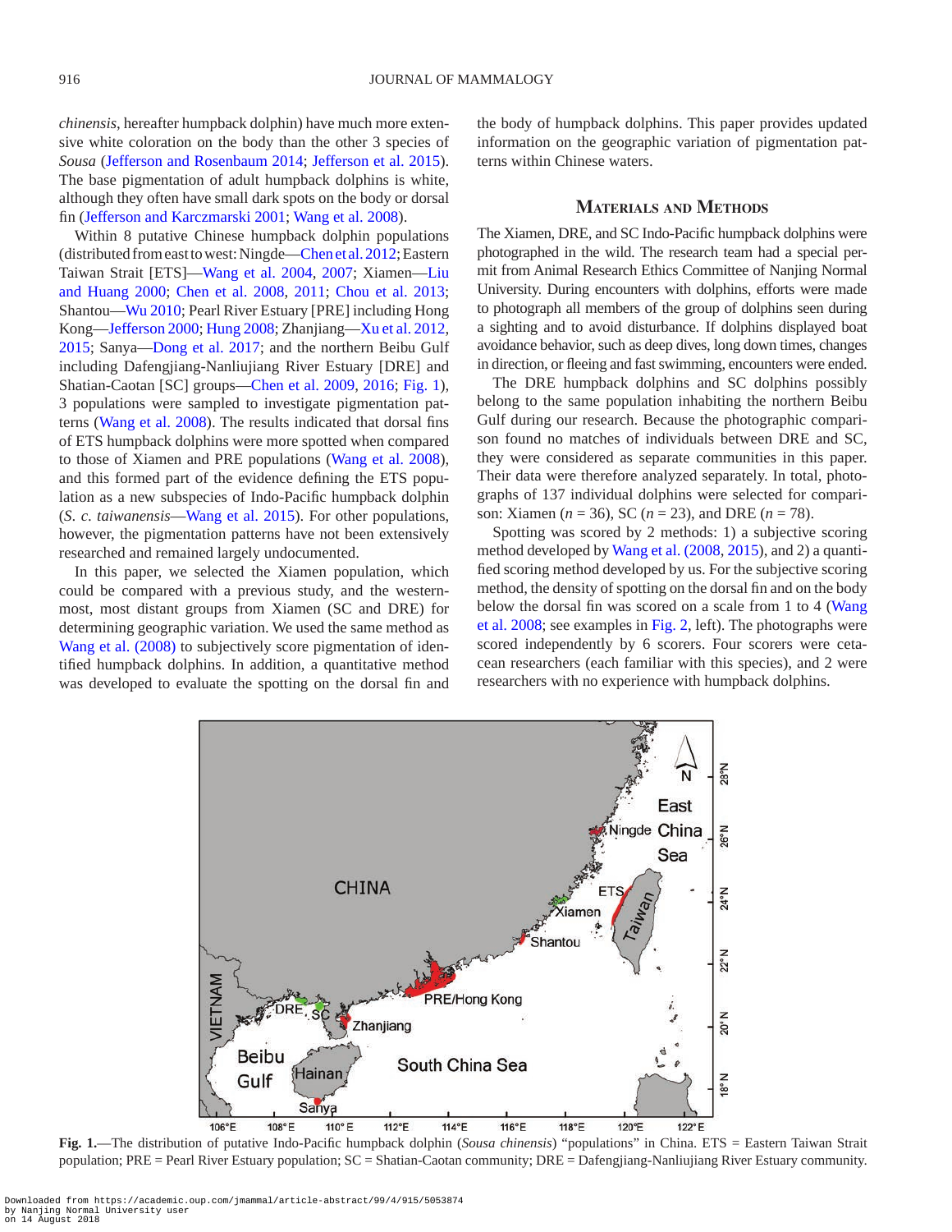*chinensis*, hereafter humpback dolphin) have much more extensive white coloration on the body than the other 3 species of *Sousa* (Jefferson and Rosenbaum 2014; Jefferson et al. 2015). The base pigmentation of adult humpback dolphins is white, although they often have small dark spots on the body or dorsal fin (Jefferson and Karczmarski 2001; Wang et al. 2008).

Within 8 putative Chinese humpback dolphin populations (distributed from east to west: Ningde—Chen et al. 2012; Eastern Taiwan Strait [ETS]—Wang et al. 2004, 2007; Xiamen—Liu and Huang 2000; Chen et al. 2008, 2011; Chou et al. 2013; Shantou—Wu 2010; Pearl River Estuary [PRE] including Hong Kong—Jefferson 2000; Hung 2008; Zhanjiang—Xu et al. 2012, 2015; Sanya—Dong et al. 2017; and the northern Beibu Gulf including Dafengjiang-Nanliujiang River Estuary [DRE] and Shatian-Caotan [SC] groups—Chen et al. 2009, 2016; Fig. 1), 3 populations were sampled to investigate pigmentation patterns (Wang et al. 2008). The results indicated that dorsal fins of ETS humpback dolphins were more spotted when compared to those of Xiamen and PRE populations (Wang et al. 2008), and this formed part of the evidence defining the ETS population as a new subspecies of Indo-Pacific humpback dolphin (*S. c. taiwanensis*—Wang et al. 2015). For other populations, however, the pigmentation patterns have not been extensively researched and remained largely undocumented.

In this paper, we selected the Xiamen population, which could be compared with a previous study, and the westernmost, most distant groups from Xiamen (SC and DRE) for determining geographic variation. We used the same method as Wang et al. (2008) to subjectively score pigmentation of identified humpback dolphins. In addition, a quantitative method was developed to evaluate the spotting on the dorsal fin and the body of humpback dolphins. This paper provides updated information on the geographic variation of pigmentation patterns within Chinese waters.

## Materials and Methods

The Xiamen, DRE, and SC Indo-Pacific humpback dolphins were photographed in the wild. The research team had a special permit from Animal Research Ethics Committee of Nanjing Normal University. During encounters with dolphins, efforts were made to photograph all members of the group of dolphins seen during a sighting and to avoid disturbance. If dolphins displayed boat avoidance behavior, such as deep dives, long down times, changes in direction, or fleeing and fast swimming, encounters were ended.

The DRE humpback dolphins and SC dolphins possibly belong to the same population inhabiting the northern Beibu Gulf during our research. Because the photographic comparison found no matches of individuals between DRE and SC, they were considered as separate communities in this paper. Their data were therefore analyzed separately. In total, photographs of 137 individual dolphins were selected for comparison: Xiamen ($n = 36$), SC ($n = 23$), and DRE ($n = 78$).

Spotting was scored by 2 methods: 1) a subjective scoring method developed by Wang et al. (2008, 2015), and 2) a quantified scoring method developed by us. For the subjective scoring method, the density of spotting on the dorsal fin and on the body below the dorsal fin was scored on a scale from 1 to 4 (Wang et al. 2008; see examples in Fig. 2, left). The photographs were scored independently by 6 scorers. Four scorers were cetacean researchers (each familiar with this species), and 2 were researchers with no experience with humpback dolphins.

**Fig. 1.**—The distribution of putative Indo-Pacific humpback dolphin (*Sousa chinensis*) "populations" in China. ETS = Eastern Taiwan Strait population; PRE = Pearl River Estuary population; SC = Shatian-Caotan community; DRE = Dafengjiang-Nanliujiang River Estuary community.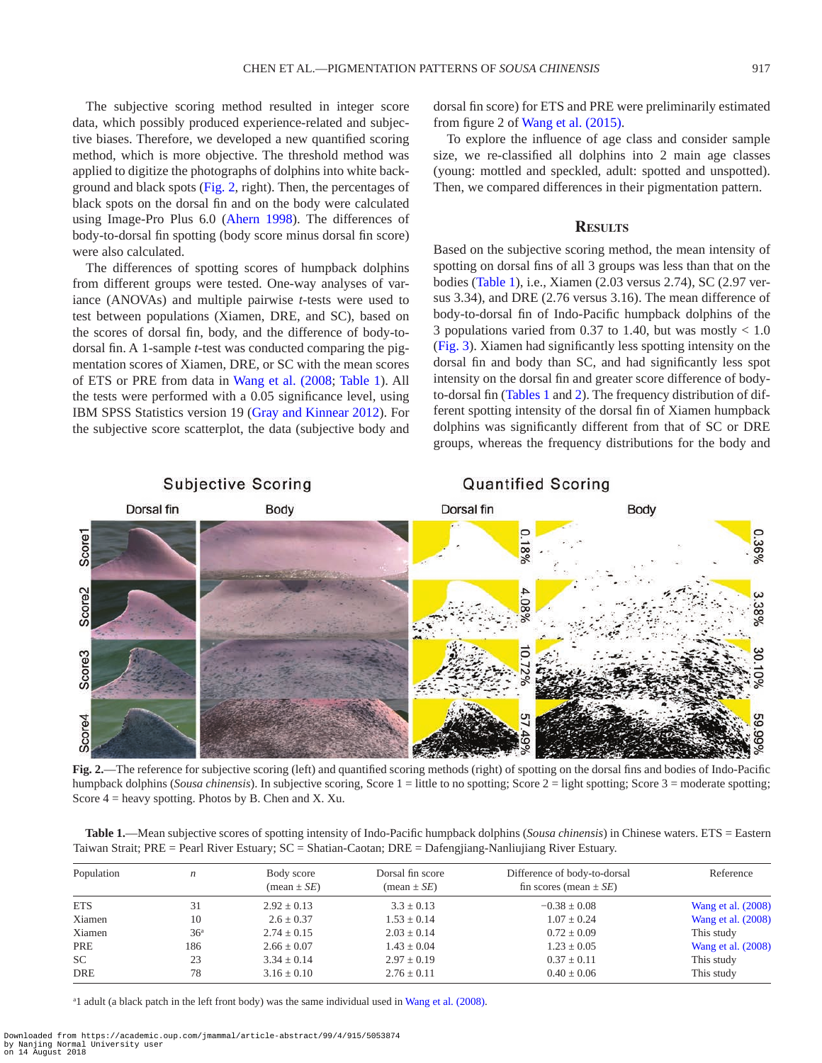The subjective scoring method resulted in integer score data, which possibly produced experience-related and subjective biases. Therefore, we developed a new quantified scoring method, which is more objective. The threshold method was applied to digitize the photographs of dolphins into white background and black spots (Fig. 2, right). Then, the percentages of black spots on the dorsal fin and on the body were calculated using Image-Pro Plus 6.0 (Ahern 1998). The differences of body-to-dorsal fin spotting (body score minus dorsal fin score) were also calculated.

The differences of spotting scores of humpback dolphins from different groups were tested. One-way analyses of variance (ANOVAs) and multiple pairwise *t*-tests were used to test between populations (Xiamen, DRE, and SC), based on the scores of dorsal fin, body, and the difference of body-to-dorsal fin. A 1-sample *t*-test was conducted comparing the pigmentation scores of Xiamen, DRE, or SC with the mean scores of ETS or PRE from data in Wang et al. (2008; Table 1). All the tests were performed with a 0.05 significance level, using IBM SPSS Statistics version 19 (Gray and Kinnear 2012). For the subjective score scatterplot, the data (subjective body and dorsal fin score) for ETS and PRE were preliminarily estimated from figure 2 of Wang et al. (2015).

To explore the influence of age class and consider sample size, we re-classified all dolphins into 2 main age classes (young: mottled and speckled, adult: spotted and unspotted). Then, we compared differences in their pigmentation pattern.

## Results

Based on the subjective scoring method, the mean intensity of spotting on dorsal fins of all 3 groups was less than that on the bodies (Table 1), i.e., Xiamen (2.03 versus 2.74), SC (2.97 versus 3.34), and DRE (2.76 versus 3.16). The mean difference of body-to-dorsal fin of Indo-Pacific humpback dolphins of the 3 populations varied from 0.37 to 1.40, but was mostly < 1.0 (Fig. 3). Xiamen had significantly less spotting intensity on the dorsal fin and body than SC, and had significantly less spot intensity on the dorsal fin and greater score difference of body-to-dorsal fin (Tables 1 and 2). The frequency distribution of different spotting intensity of the dorsal fin of Xiamen humpback dolphins was significantly different from that of SC or DRE groups, whereas the frequency distributions for the body and

**Fig. 2.**—The reference for subjective scoring (left) and quantified scoring methods (right) of spotting on the dorsal fins and bodies of Indo-Pacific humpback dolphins (*Sousa chinensis*). In subjective scoring, Score 1 = little to no spotting; Score 2 = light spotting; Score 3 = moderate spotting; Score 4 = heavy spotting. Photos by B. Chen and X. Xu.

**Table 1.**—Mean subjective scores of spotting intensity of Indo-Pacific humpback dolphins (*Sousa chinensis*) in Chinese waters. ETS = Eastern Taiwan Strait; PRE = Pearl River Estuary; SC = Shatian-Caotan; DRE = Dafengjiang-Nanliujiang River Estuary.

| Population | *n* | Body score (mean ± *SE*) | Dorsal fin score (mean ± *SE*) | Difference of body-to-dorsal fin scores (mean ± *SE*) | Reference |
|---|---|---|---|---|---|
| ETS | 31 | 2.92 ± 0.13 | 3.3 ± 0.13 | −0.38 ± 0.08 | Wang et al. (2008) |
| Xiamen | 10 | 2.6 ± 0.37 | 1.53 ± 0.14 | 1.07 ± 0.24 | Wang et al. (2008) |
| Xiamen | 36[a] | 2.74 ± 0.15 | 2.03 ± 0.14 | 0.72 ± 0.09 | This study |
| PRE | 186 | 2.66 ± 0.07 | 1.43 ± 0.04 | 1.23 ± 0.05 | Wang et al. (2008) |
| SC | 23 | 3.34 ± 0.14 | 2.97 ± 0.19 | 0.37 ± 0.11 | This study |
| DRE | 78 | 3.16 ± 0.10 | 2.76 ± 0.11 | 0.40 ± 0.06 | This study |

[a]1 adult (a black patch in the left front body) was the same individual used in Wang et al. (2008).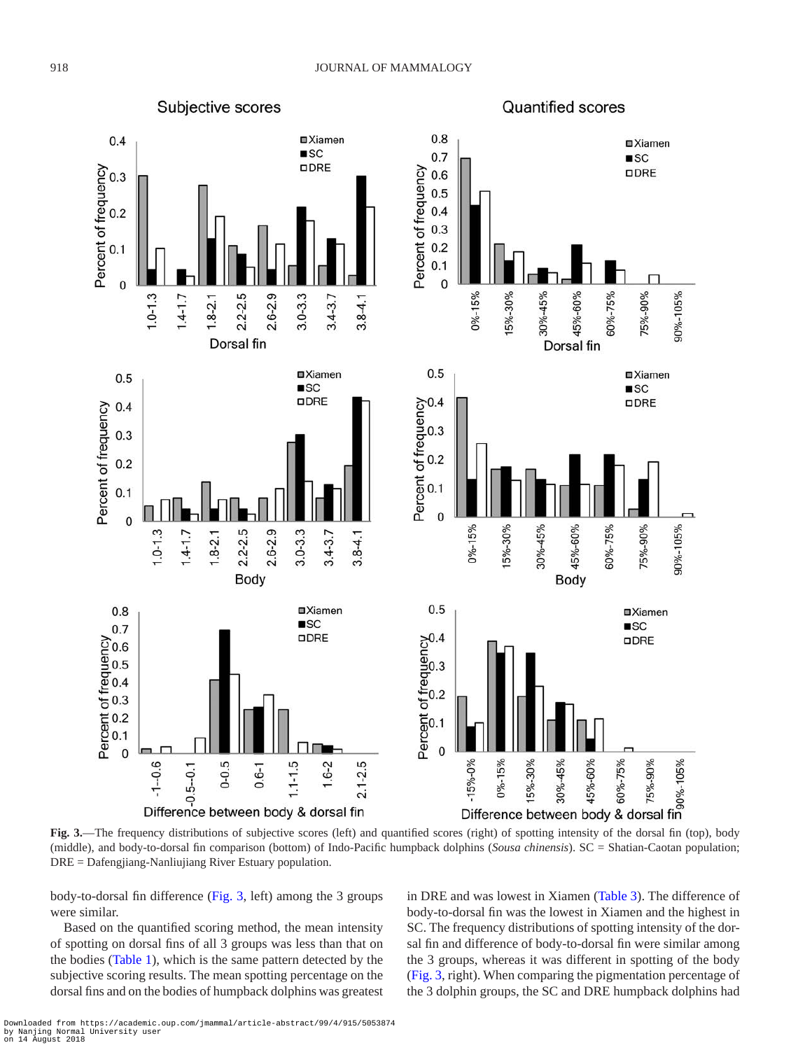**Fig. 3.**—The frequency distributions of subjective scores (left) and quantified scores (right) of spotting intensity of the dorsal fin (top), body (middle), and body-to-dorsal fin comparison (bottom) of Indo-Pacific humpback dolphins (*Sousa chinensis*). SC = Shatian-Caotan population; DRE = Dafengjiang-Nanliujiang River Estuary population.

body-to-dorsal fin difference (Fig. 3, left) among the 3 groups were similar.

Based on the quantified scoring method, the mean intensity of spotting on dorsal fins of all 3 groups was less than that on the bodies (Table 1), which is the same pattern detected by the subjective scoring results. The mean spotting percentage on the dorsal fins and on the bodies of humpback dolphins was greatest in DRE and was lowest in Xiamen (Table 3). The difference of body-to-dorsal fin was the lowest in Xiamen and the highest in SC. The frequency distributions of spotting intensity of the dorsal fin and difference of body-to-dorsal fin were similar among the 3 groups, whereas it was different in spotting of the body (Fig. 3, right). When comparing the pigmentation percentage of the 3 dolphin groups, the SC and DRE humpback dolphins had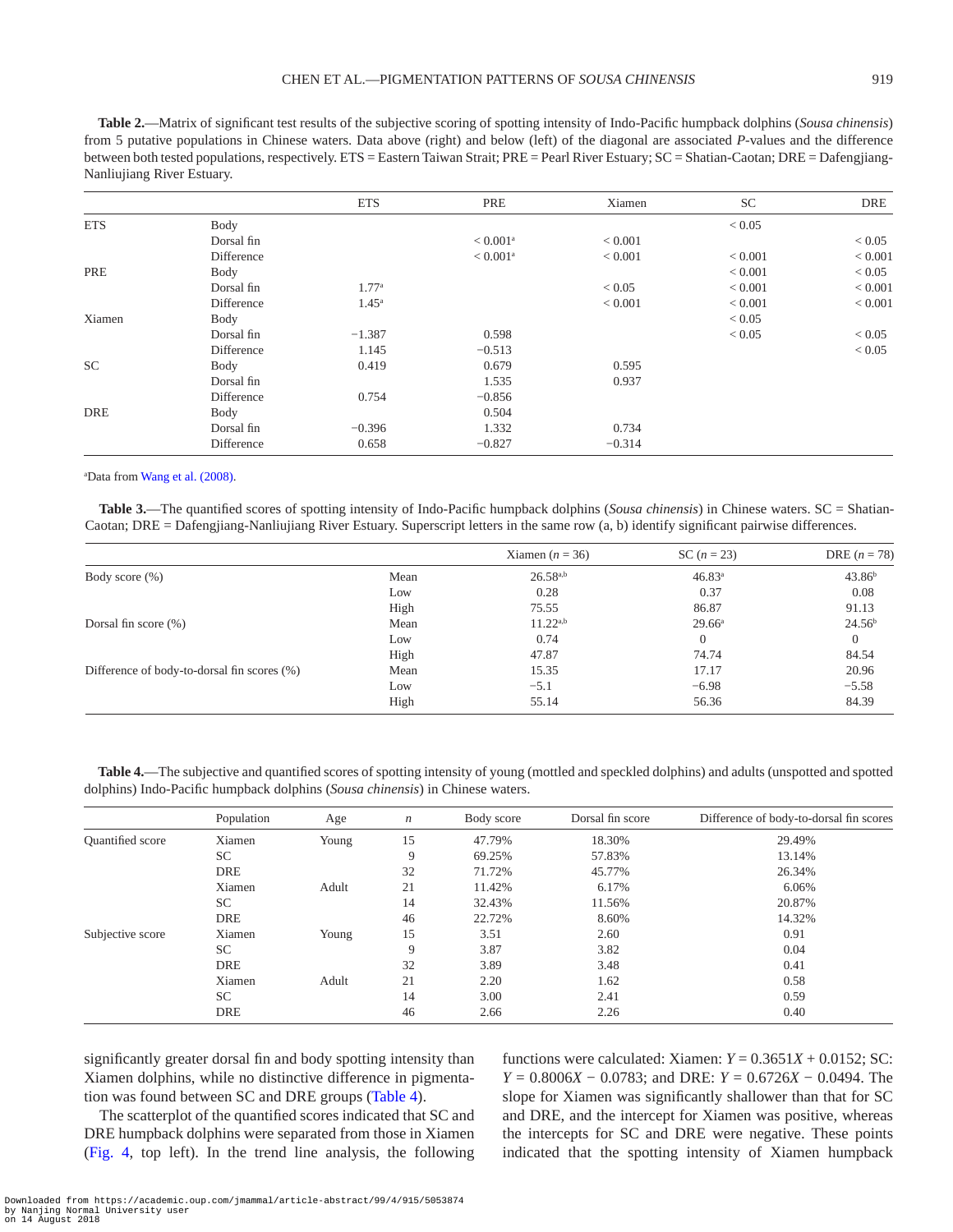**Table 2.**—Matrix of significant test results of the subjective scoring of spotting intensity of Indo-Pacific humpback dolphins (*Sousa chinensis*) from 5 putative populations in Chinese waters. Data above (right) and below (left) of the diagonal are associated *P*-values and the difference between both tested populations, respectively. ETS = Eastern Taiwan Strait; PRE = Pearl River Estuary; SC = Shatian-Caotan; DRE = Dafengjiang-Nanliujiang River Estuary.

| | | ETS | PRE | Xiamen | SC | DRE |
|---|---|---|---|---|---|---|
| ETS | Body | | | | < 0.05 | |
| | Dorsal fin | | < 0.001[a] | < 0.001 | | < 0.05 |
| | Difference | | < 0.001[a] | < 0.001 | < 0.001 | < 0.001 |
| PRE | Body | | | | < 0.001 | < 0.05 |
| | Dorsal fin | 1.77[a] | | < 0.05 | < 0.001 | < 0.001 |
| | Difference | 1.45[a] | | < 0.001 | < 0.001 | < 0.001 |
| Xiamen | Body | | | | < 0.05 | |
| | Dorsal fin | −1.387 | 0.598 | | < 0.05 | < 0.05 |
| | Difference | 1.145 | −0.513 | | | < 0.05 |
| SC | Body | 0.419 | 0.679 | 0.595 | | |
| | Dorsal fin | | 1.535 | 0.937 | | |
| | Difference | 0.754 | −0.856 | | | |
| DRE | Body | | 0.504 | | | |
| | Dorsal fin | −0.396 | 1.332 | 0.734 | | |
| | Difference | 0.658 | −0.827 | −0.314 | | |

[a]Data from Wang et al. (2008).

**Table 3.**—The quantified scores of spotting intensity of Indo-Pacific humpback dolphins (*Sousa chinensis*) in Chinese waters. SC = Shatian-Caotan; DRE = Dafengjiang-Nanliujiang River Estuary. Superscript letters in the same row (a, b) identify significant pairwise differences.

| | | Xiamen ($n$ = 36) | SC ($n$ = 23) | DRE ($n$ = 78) |
|---|---|---|---|---|
| Body score (%) | Mean | 26.58[a,b] | 46.83[a] | 43.86[b] |
| | Low | 0.28 | 0.37 | 0.08 |
| | High | 75.55 | 86.87 | 91.13 |
| Dorsal fin score (%) | Mean | 11.22[a,b] | 29.66[a] | 24.56[b] |
| | Low | 0.74 | 0 | 0 |
| | High | 47.87 | 74.74 | 84.54 |
| Difference of body-to-dorsal fin scores (%) | Mean | 15.35 | 17.17 | 20.96 |
| | Low | −5.1 | −6.98 | −5.58 |
| | High | 55.14 | 56.36 | 84.39 |

**Table 4.**—The subjective and quantified scores of spotting intensity of young (mottled and speckled dolphins) and adults (unspotted and spotted dolphins) Indo-Pacific humpback dolphins (*Sousa chinensis*) in Chinese waters.

| | Population | Age | $n$ | Body score | Dorsal fin score | Difference of body-to-dorsal fin scores |
|---|---|---|---|---|---|---|
| Quantified score | Xiamen | Young | 15 | 47.79% | 18.30% | 29.49% |
| | SC | | 9 | 69.25% | 57.83% | 13.14% |
| | DRE | | 32 | 71.72% | 45.77% | 26.34% |
| | Xiamen | Adult | 21 | 11.42% | 6.17% | 6.06% |
| | SC | | 14 | 32.43% | 11.56% | 20.87% |
| | DRE | | 46 | 22.72% | 8.60% | 14.32% |
| Subjective score | Xiamen | Young | 15 | 3.51 | 2.60 | 0.91 |
| | SC | | 9 | 3.87 | 3.82 | 0.04 |
| | DRE | | 32 | 3.89 | 3.48 | 0.41 |
| | Xiamen | Adult | 21 | 2.20 | 1.62 | 0.58 |
| | SC | | 14 | 3.00 | 2.41 | 0.59 |
| | DRE | | 46 | 2.66 | 2.26 | 0.40 |

significantly greater dorsal fin and body spotting intensity than Xiamen dolphins, while no distinctive difference in pigmentation was found between SC and DRE groups (Table 4).

The scatterplot of the quantified scores indicated that SC and DRE humpback dolphins were separated from those in Xiamen (Fig. 4, top left). In the trend line analysis, the following functions were calculated: Xiamen: $Y = 0.3651X + 0.0152$; SC: $Y = 0.8006X - 0.0783$; and DRE: $Y = 0.6726X - 0.0494$. The slope for Xiamen was significantly shallower than that for SC and DRE, and the intercept for Xiamen was positive, whereas the intercepts for SC and DRE were negative. These points indicated that the spotting intensity of Xiamen humpback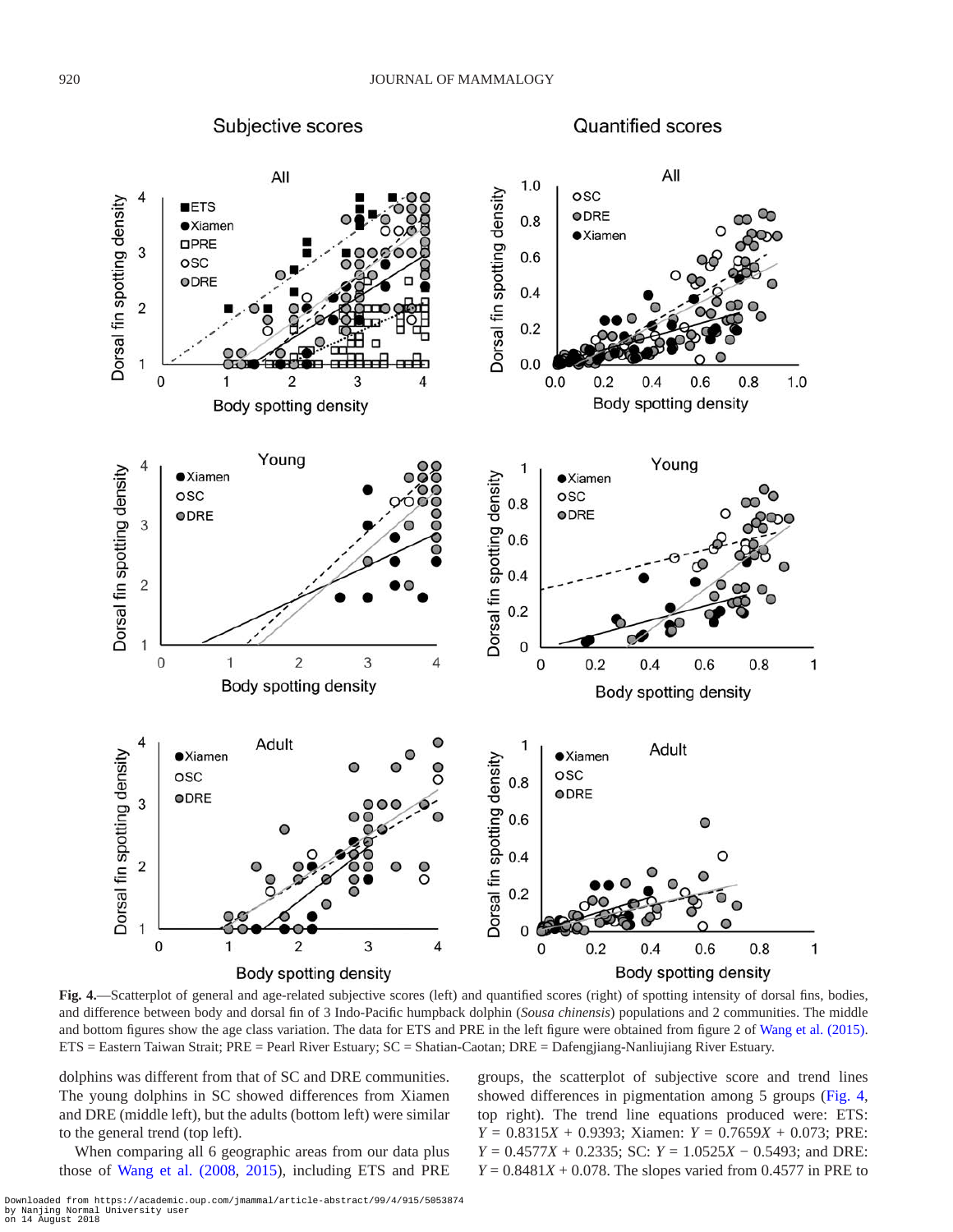Fig. 4.—Scatterplot of general and age-related subjective scores (left) and quantified scores (right) of spotting intensity of dorsal fins, bodies, and difference between body and dorsal fin of 3 Indo-Pacific humpback dolphin (*Sousa chinensis*) populations and 2 communities. The middle and bottom figures show the age class variation. The data for ETS and PRE in the left figure were obtained from figure 2 of Wang et al. (2015). ETS = Eastern Taiwan Strait; PRE = Pearl River Estuary; SC = Shatian-Caotan; DRE = Dafengjiang-Nanliujiang River Estuary.

dolphins was different from that of SC and DRE communities. The young dolphins in SC showed differences from Xiamen and DRE (middle left), but the adults (bottom left) were similar to the general trend (top left).

When comparing all 6 geographic areas from our data plus those of Wang et al. (2008, 2015), including ETS and PRE groups, the scatterplot of subjective score and trend lines showed differences in pigmentation among 5 groups (Fig. 4, top right). The trend line equations produced were: ETS: $Y = 0.8315X + 0.9393$; Xiamen: $Y = 0.7659X + 0.073$; PRE: $Y = 0.4577X + 0.2335$; SC: $Y = 1.0525X - 0.5493$; and DRE: $Y = 0.8481X + 0.078$. The slopes varied from 0.4577 in PRE to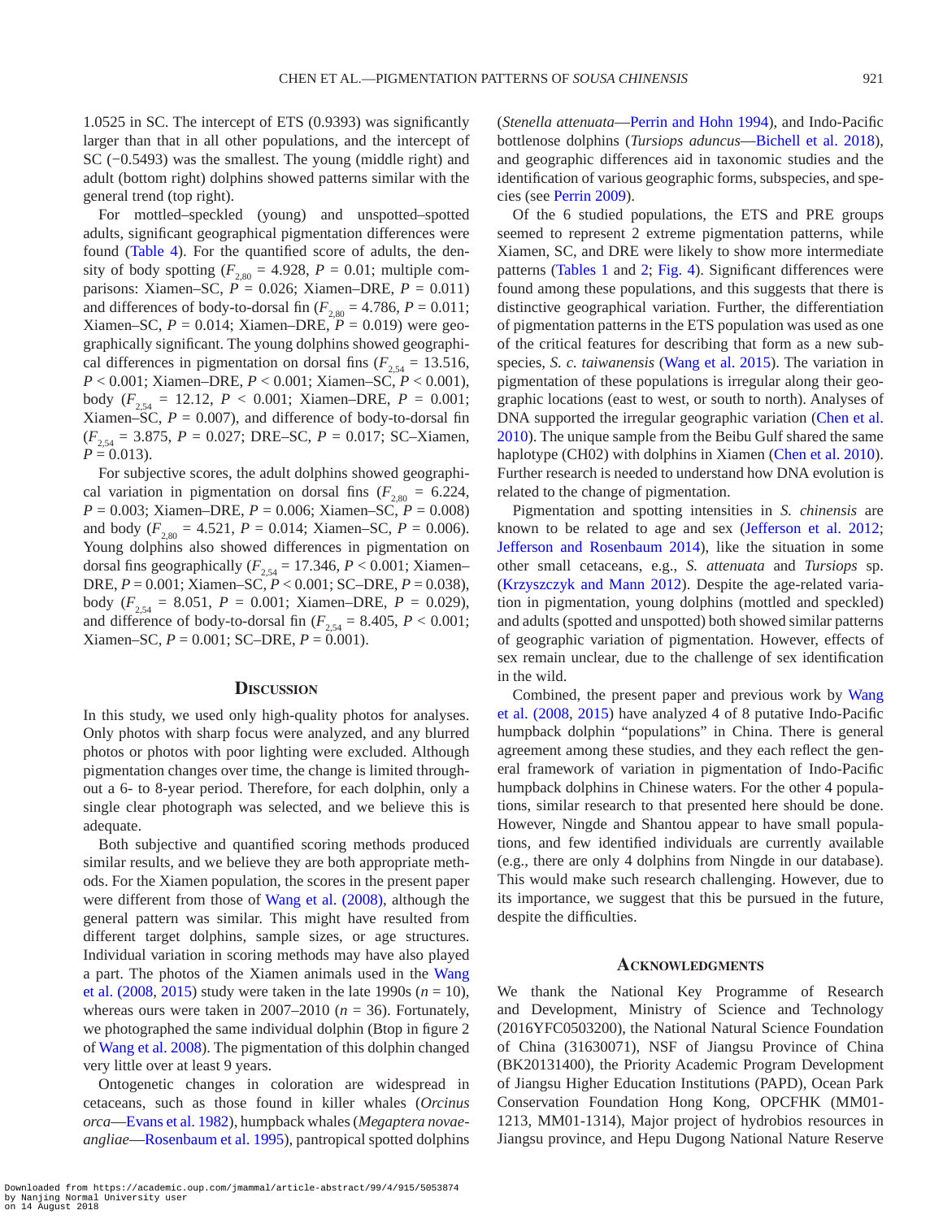1.0525 in SC. The intercept of ETS (0.9393) was significantly larger than that in all other populations, and the intercept of SC (−0.5493) was the smallest. The young (middle right) and adult (bottom right) dolphins showed patterns similar with the general trend (top right).

For mottled–speckled (young) and unspotted–spotted adults, significant geographical pigmentation differences were found (Table 4). For the quantified score of adults, the density of body spotting ($F_{2,80} = 4.928$, $P = 0.01$; multiple comparisons: Xiamen–SC, $P = 0.026$; Xiamen–DRE, $P = 0.011$) and differences of body-to-dorsal fin ($F_{2,80} = 4.786$, $P = 0.011$; Xiamen–SC, $P = 0.014$; Xiamen–DRE, $P = 0.019$) were geographically significant. The young dolphins showed geographical differences in pigmentation on dorsal fins ($F_{2,54} = 13.516$, $P < 0.001$; Xiamen–DRE, $P < 0.001$; Xiamen–SC, $P < 0.001$), body ($F_{2,54} = 12.12$, $P < 0.001$; Xiamen–DRE, $P = 0.001$; Xiamen–SC, $P = 0.007$), and difference of body-to-dorsal fin ($F_{2,54} = 3.875$, $P = 0.027$; DRE–SC, $P = 0.017$; SC–Xiamen, $P = 0.013$).

For subjective scores, the adult dolphins showed geographical variation in pigmentation on dorsal fins ($F_{2,80} = 6.224$, $P = 0.003$; Xiamen–DRE, $P = 0.006$; Xiamen–SC, $P = 0.008$) and body ($F_{2,80} = 4.521$, $P = 0.014$; Xiamen–SC, $P = 0.006$). Young dolphins also showed differences in pigmentation on dorsal fins geographically ($F_{2,54} = 17.346$, $P < 0.001$; Xiamen–DRE, $P = 0.001$; Xiamen–SC, $P < 0.001$; SC–DRE, $P = 0.038$), body ($F_{2,54} = 8.051$, $P = 0.001$; Xiamen–DRE, $P = 0.029$), and difference of body-to-dorsal fin ($F_{2,54} = 8.405$, $P < 0.001$; Xiamen–SC, $P = 0.001$; SC–DRE, $P = 0.001$).

## Discussion

In this study, we used only high-quality photos for analyses. Only photos with sharp focus were analyzed, and any blurred photos or photos with poor lighting were excluded. Although pigmentation changes over time, the change is limited throughout a 6- to 8-year period. Therefore, for each dolphin, only a single clear photograph was selected, and we believe this is adequate.

Both subjective and quantified scoring methods produced similar results, and we believe they are both appropriate methods. For the Xiamen population, the scores in the present paper were different from those of Wang et al. (2008), although the general pattern was similar. This might have resulted from different target dolphins, sample sizes, or age structures. Individual variation in scoring methods may have also played a part. The photos of the Xiamen animals used in the Wang et al. (2008, 2015) study were taken in the late 1990s ($n = 10$), whereas ours were taken in 2007–2010 ($n = 36$). Fortunately, we photographed the same individual dolphin (Btop in figure 2 of Wang et al. 2008). The pigmentation of this dolphin changed very little over at least 9 years.

Ontogenetic changes in coloration are widespread in cetaceans, such as those found in killer whales (*Orcinus orca*—Evans et al. 1982), humpback whales (*Megaptera novaeangliae*—Rosenbaum et al. 1995), pantropical spotted dolphins (*Stenella attenuata*—Perrin and Hohn 1994), and Indo-Pacific bottlenose dolphins (*Tursiops aduncus*—Bichell et al. 2018), and geographic differences aid in taxonomic studies and the identification of various geographic forms, subspecies, and species (see Perrin 2009).

Of the 6 studied populations, the ETS and PRE groups seemed to represent 2 extreme pigmentation patterns, while Xiamen, SC, and DRE were likely to show more intermediate patterns (Tables 1 and 2; Fig. 4). Significant differences were found among these populations, and this suggests that there is distinctive geographical variation. Further, the differentiation of pigmentation patterns in the ETS population was used as one of the critical features for describing that form as a new subspecies, *S. c. taiwanensis* (Wang et al. 2015). The variation in pigmentation of these populations is irregular along their geographic locations (east to west, or south to north). Analyses of DNA supported the irregular geographic variation (Chen et al. 2010). The unique sample from the Beibu Gulf shared the same haplotype (CH02) with dolphins in Xiamen (Chen et al. 2010). Further research is needed to understand how DNA evolution is related to the change of pigmentation.

Pigmentation and spotting intensities in *S. chinensis* are known to be related to age and sex (Jefferson et al. 2012; Jefferson and Rosenbaum 2014), like the situation in some other small cetaceans, e.g., *S. attenuata* and *Tursiops* sp. (Krzyszczyk and Mann 2012). Despite the age-related variation in pigmentation, young dolphins (mottled and speckled) and adults (spotted and unspotted) both showed similar patterns of geographic variation of pigmentation. However, effects of sex remain unclear, due to the challenge of sex identification in the wild.

Combined, the present paper and previous work by Wang et al. (2008, 2015) have analyzed 4 of 8 putative Indo-Pacific humpback dolphin "populations" in China. There is general agreement among these studies, and they each reflect the general framework of variation in pigmentation of Indo-Pacific humpback dolphins in Chinese waters. For the other 4 populations, similar research to that presented here should be done. However, Ningde and Shantou appear to have small populations, and few identified individuals are currently available (e.g., there are only 4 dolphins from Ningde in our database). This would make such research challenging. However, due to its importance, we suggest that this be pursued in the future, despite the difficulties.

## Acknowledgments

We thank the National Key Programme of Research and Development, Ministry of Science and Technology (2016YFC0503200), the National Natural Science Foundation of China (31630071), NSF of Jiangsu Province of China (BK20131400), the Priority Academic Program Development of Jiangsu Higher Education Institutions (PAPD), Ocean Park Conservation Foundation Hong Kong, OPCFHK (MM01-1213, MM01-1314), Major project of hydrobios resources in Jiangsu province, and Hepu Dugong National Nature Reserve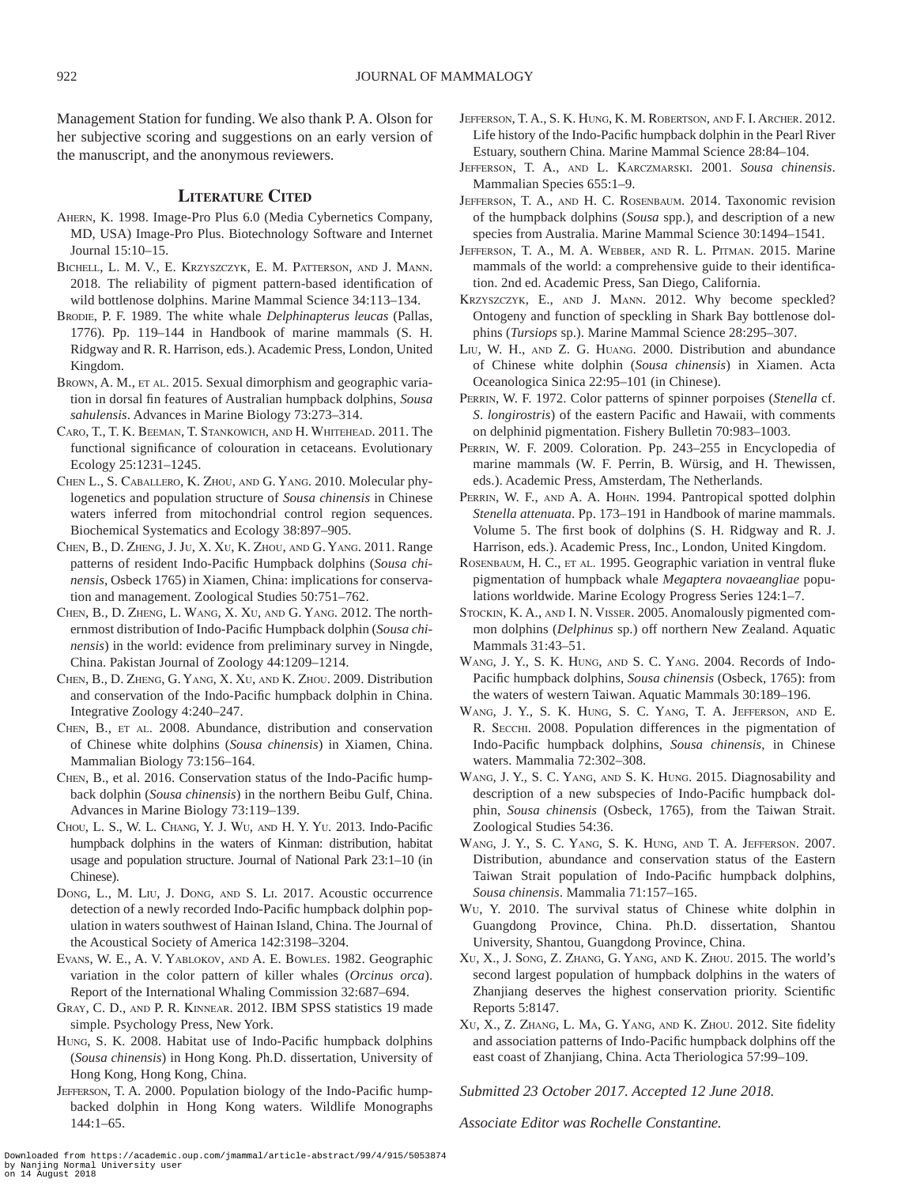Management Station for funding. We also thank P. A. Olson for her subjective scoring and suggestions on an early version of the manuscript, and the anonymous reviewers.

## Literature Cited

Ahern, K. 1998. Image-Pro Plus 6.0 (Media Cybernetics Company, MD, USA) Image-Pro Plus. Biotechnology Software and Internet Journal 15:10–15.

Bichell, L. M. V., E. Krzyszczyk, E. M. Patterson, and J. Mann. 2018. The reliability of pigment pattern-based identification of wild bottlenose dolphins. Marine Mammal Science 34:113–134.

Brodie, P. F. 1989. The white whale *Delphinapterus leucas* (Pallas, 1776). Pp. 119–144 in Handbook of marine mammals (S. H. Ridgway and R. R. Harrison, eds.). Academic Press, London, United Kingdom.

Brown, A. M., et al. 2015. Sexual dimorphism and geographic variation in dorsal fin features of Australian humpback dolphins, *Sousa sahulensis*. Advances in Marine Biology 73:273–314.

Caro, T., T. K. Beeman, T. Stankowich, and H. Whitehead. 2011. The functional significance of colouration in cetaceans. Evolutionary Ecology 25:1231–1245.

Chen L., S. Caballero, K. Zhou, and G. Yang. 2010. Molecular phylogenetics and population structure of *Sousa chinensis* in Chinese waters inferred from mitochondrial control region sequences. Biochemical Systematics and Ecology 38:897–905.

Chen, B., D. Zheng, J. Ju, X. Xu, K. Zhou, and G. Yang. 2011. Range patterns of resident Indo-Pacific Humpback dolphins (*Sousa chinensis*, Osbeck 1765) in Xiamen, China: implications for conservation and management. Zoological Studies 50:751–762.

Chen, B., D. Zheng, L. Wang, X. Xu, and G. Yang. 2012. The northernmost distribution of Indo-Pacific Humpback dolphin (*Sousa chinensis*) in the world: evidence from preliminary survey in Ningde, China. Pakistan Journal of Zoology 44:1209–1214.

Chen, B., D. Zheng, G. Yang, X. Xu, and K. Zhou. 2009. Distribution and conservation of the Indo-Pacific humpback dolphin in China. Integrative Zoology 4:240–247.

Chen, B., et al. 2008. Abundance, distribution and conservation of Chinese white dolphins (*Sousa chinensis*) in Xiamen, China. Mammalian Biology 73:156–164.

Chen, B., et al. 2016. Conservation status of the Indo-Pacific humpback dolphin (*Sousa chinensis*) in the northern Beibu Gulf, China. Advances in Marine Biology 73:119–139.

Chou, L. S., W. L. Chang, Y. J. Wu, and H. Y. Yu. 2013. Indo-Pacific humpback dolphins in the waters of Kinman: distribution, habitat usage and population structure. Journal of National Park 23:1–10 (in Chinese).

Dong, L., M. Liu, J. Dong, and S. Li. 2017. Acoustic occurrence detection of a newly recorded Indo-Pacific humpback dolphin population in waters southwest of Hainan Island, China. The Journal of the Acoustical Society of America 142:3198–3204.

Evans, W. E., A. V. Yablokov, and A. E. Bowles. 1982. Geographic variation in the color pattern of killer whales (*Orcinus orca*). Report of the International Whaling Commission 32:687–694.

Gray, C. D., and P. R. Kinnear. 2012. IBM SPSS statistics 19 made simple. Psychology Press, New York.

Hung, S. K. 2008. Habitat use of Indo-Pacific humpback dolphins (*Sousa chinensis*) in Hong Kong. Ph.D. dissertation, University of Hong Kong, Hong Kong, China.

Jefferson, T. A. 2000. Population biology of the Indo-Pacific humpbacked dolphin in Hong Kong waters. Wildlife Monographs 144:1–65.

Jefferson, T. A., S. K. Hung, K. M. Robertson, and F. I. Archer. 2012. Life history of the Indo-Pacific humpback dolphin in the Pearl River Estuary, southern China. Marine Mammal Science 28:84–104.

Jefferson, T. A., and L. Karczmarski. 2001. *Sousa chinensis*. Mammalian Species 655:1–9.

Jefferson, T. A., and H. C. Rosenbaum. 2014. Taxonomic revision of the humpback dolphins (*Sousa* spp.), and description of a new species from Australia. Marine Mammal Science 30:1494–1541.

Jefferson, T. A., M. A. Webber, and R. L. Pitman. 2015. Marine mammals of the world: a comprehensive guide to their identification. 2nd ed. Academic Press, San Diego, California.

Krzyszczyk, E., and J. Mann. 2012. Why become speckled? Ontogeny and function of speckling in Shark Bay bottlenose dolphins (*Tursiops* sp.). Marine Mammal Science 28:295–307.

Liu, W. H., and Z. G. Huang. 2000. Distribution and abundance of Chinese white dolphin (*Sousa chinensis*) in Xiamen. Acta Oceanologica Sinica 22:95–101 (in Chinese).

Perrin, W. F. 1972. Color patterns of spinner porpoises (*Stenella* cf. *S. longirostris*) of the eastern Pacific and Hawaii, with comments on delphinid pigmentation. Fishery Bulletin 70:983–1003.

Perrin, W. F. 2009. Coloration. Pp. 243–255 in Encyclopedia of marine mammals (W. F. Perrin, B. Würsig, and H. Thewissen, eds.). Academic Press, Amsterdam, The Netherlands.

Perrin, W. F., and A. A. Hohn. 1994. Pantropical spotted dolphin *Stenella attenuata*. Pp. 173–191 in Handbook of marine mammals. Volume 5. The first book of dolphins (S. H. Ridgway and R. J. Harrison, eds.). Academic Press, Inc., London, United Kingdom.

Rosenbaum, H. C., et al. 1995. Geographic variation in ventral fluke pigmentation of humpback whale *Megaptera novaeangliae* populations worldwide. Marine Ecology Progress Series 124:1–7.

Stockin, K. A., and I. N. Visser. 2005. Anomalously pigmented common dolphins (*Delphinus* sp.) off northern New Zealand. Aquatic Mammals 31:43–51.

Wang, J. Y., S. K. Hung, and S. C. Yang. 2004. Records of Indo-Pacific humpback dolphins, *Sousa chinensis* (Osbeck, 1765): from the waters of western Taiwan. Aquatic Mammals 30:189–196.

Wang, J. Y., S. K. Hung, S. C. Yang, T. A. Jefferson, and E. R. Secchi. 2008. Population differences in the pigmentation of Indo-Pacific humpback dolphins, *Sousa chinensis*, in Chinese waters. Mammalia 72:302–308.

Wang, J. Y., S. C. Yang, and S. K. Hung. 2015. Diagnosability and description of a new subspecies of Indo-Pacific humpback dolphin, *Sousa chinensis* (Osbeck, 1765), from the Taiwan Strait. Zoological Studies 54:36.

Wang, J. Y., S. C. Yang, S. K. Hung, and T. A. Jefferson. 2007. Distribution, abundance and conservation status of the Eastern Taiwan Strait population of Indo-Pacific humpback dolphins, *Sousa chinensis*. Mammalia 71:157–165.

Wu, Y. 2010. The survival status of Chinese white dolphin in Guangdong Province, China. Ph.D. dissertation, Shantou University, Shantou, Guangdong Province, China.

Xu, X., J. Song, Z. Zhang, G. Yang, and K. Zhou. 2015. The world's second largest population of humpback dolphins in the waters of Zhanjiang deserves the highest conservation priority. Scientific Reports 5:8147.

Xu, X., Z. Zhang, L. Ma, G. Yang, and K. Zhou. 2012. Site fidelity and association patterns of Indo-Pacific humpback dolphins off the east coast of Zhanjiang, China. Acta Theriologica 57:99–109.

*Submitted 23 October 2017. Accepted 12 June 2018.*

*Associate Editor was Rochelle Constantine.*